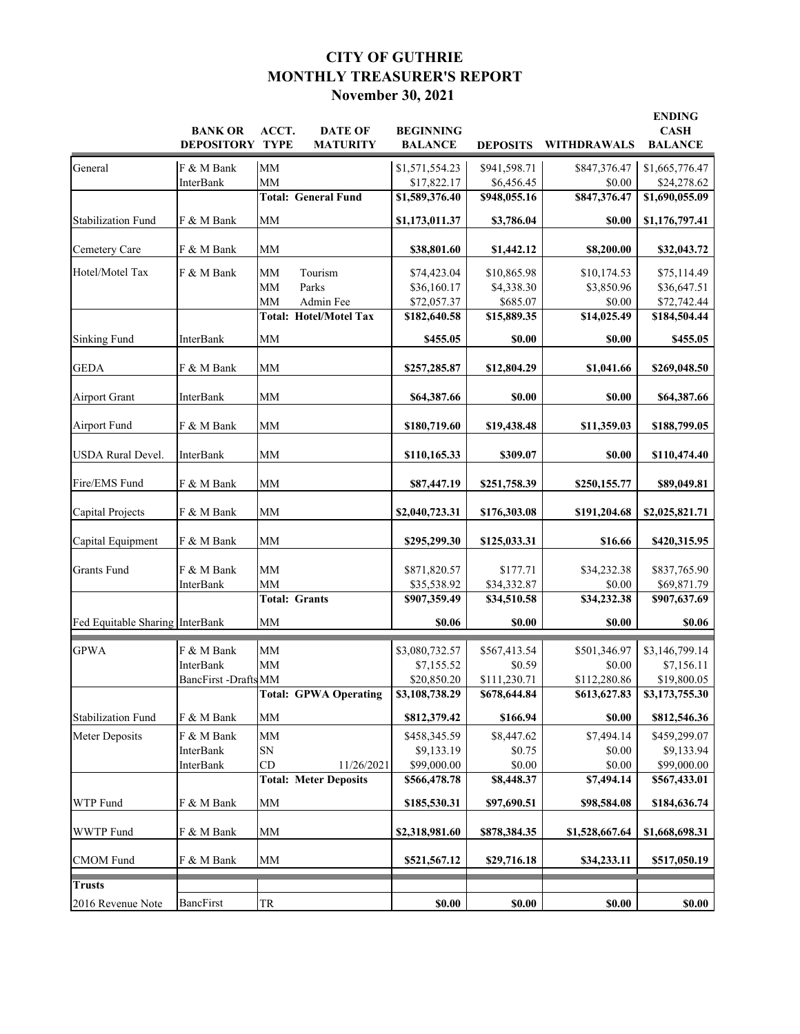# CITY OF GUTHRIE
## MONTHLY TREASURER'S REPORT
### November 30, 2021

| | BANK OR DEPOSITORY | ACCT. TYPE | DATE OF MATURITY | BEGINNING BALANCE | DEPOSITS | WITHDRAWALS | ENDING CASH BALANCE |
|---|---|---|---|---|---|---|---|
| General | F & M Bank | MM | | $1,571,554.23 | $941,598.71 | $847,376.47 | $1,665,776.47 |
| | InterBank | MM | | $17,822.17 | $6,456.45 | $0.00 | $24,278.62 |
| | | **Total: General Fund** | | **$1,589,376.40** | **$948,055.16** | **$847,376.47** | **$1,690,055.09** |
| Stabilization Fund | F & M Bank | MM | | **$1,173,011.37** | **$3,786.04** | **$0.00** | **$1,176,797.41** |
| Cemetery Care | F & M Bank | MM | | **$38,801.60** | **$1,442.12** | **$8,200.00** | **$32,043.72** |
| Hotel/Motel Tax | F & M Bank | MM | Tourism | $74,423.04 | $10,865.98 | $10,174.53 | $75,114.49 |
| | | MM | Parks | $36,160.17 | $4,338.30 | $3,850.96 | $36,647.51 |
| | | MM | Admin Fee | $72,057.37 | $685.07 | $0.00 | $72,742.44 |
| | | **Total: Hotel/Motel Tax** | | **$182,640.58** | **$15,889.35** | **$14,025.49** | **$184,504.44** |
| Sinking Fund | InterBank | MM | | **$455.05** | **$0.00** | **$0.00** | **$455.05** |
| GEDA | F & M Bank | MM | | **$257,285.87** | **$12,804.29** | **$1,041.66** | **$269,048.50** |
| Airport Grant | InterBank | MM | | **$64,387.66** | **$0.00** | **$0.00** | **$64,387.66** |
| Airport Fund | F & M Bank | MM | | **$180,719.60** | **$19,438.48** | **$11,359.03** | **$188,799.05** |
| USDA Rural Devel. | InterBank | MM | | **$110,165.33** | **$309.07** | **$0.00** | **$110,474.40** |
| Fire/EMS Fund | F & M Bank | MM | | **$87,447.19** | **$251,758.39** | **$250,155.77** | **$89,049.81** |
| Capital Projects | F & M Bank | MM | | **$2,040,723.31** | **$176,303.08** | **$191,204.68** | **$2,025,821.71** |
| Capital Equipment | F & M Bank | MM | | **$295,299.30** | **$125,033.31** | **$16.66** | **$420,315.95** |
| Grants Fund | F & M Bank | MM | | $871,820.57 | $177.71 | $34,232.38 | $837,765.90 |
| | InterBank | MM | | $35,538.92 | $34,332.87 | $0.00 | $69,871.79 |
| | | **Total: Grants** | | **$907,359.49** | **$34,510.58** | **$34,232.38** | **$907,637.69** |
| Fed Equitable Sharing | InterBank | MM | | **$0.06** | **$0.00** | **$0.00** | **$0.06** |
| GPWA | F & M Bank | MM | | $3,080,732.57 | $567,413.54 | $501,346.97 | $3,146,799.14 |
| | InterBank | MM | | $7,155.52 | $0.59 | $0.00 | $7,156.11 |
| | BancFirst -Drafts | MM | | $20,850.20 | $111,230.71 | $112,280.86 | $19,800.05 |
| | | **Total: GPWA Operating** | | **$3,108,738.29** | **$678,644.84** | **$613,627.83** | **$3,173,755.30** |
| Stabilization Fund | F & M Bank | MM | | **$812,379.42** | **$166.94** | **$0.00** | **$812,546.36** |
| Meter Deposits | F & M Bank | MM | | $458,345.59 | $8,447.62 | $7,494.14 | $459,299.07 |
| | InterBank | SN | | $9,133.19 | $0.75 | $0.00 | $9,133.94 |
| | InterBank | CD | 11/26/2021 | $99,000.00 | $0.00 | $0.00 | $99,000.00 |
| | | **Total: Meter Deposits** | | **$566,478.78** | **$8,448.37** | **$7,494.14** | **$567,433.01** |
| WTP Fund | F & M Bank | MM | | **$185,530.31** | **$97,690.51** | **$98,584.08** | **$184,636.74** |
| WWTP Fund | F & M Bank | MM | | **$2,318,981.60** | **$878,384.35** | **$1,528,667.64** | **$1,668,698.31** |
| CMOM Fund | F & M Bank | MM | | **$521,567.12** | **$29,716.18** | **$34,233.11** | **$517,050.19** |
| **Trusts** | | | | | | | |
| 2016 Revenue Note | BancFirst | TR | | **$0.00** | **$0.00** | **$0.00** | **$0.00** |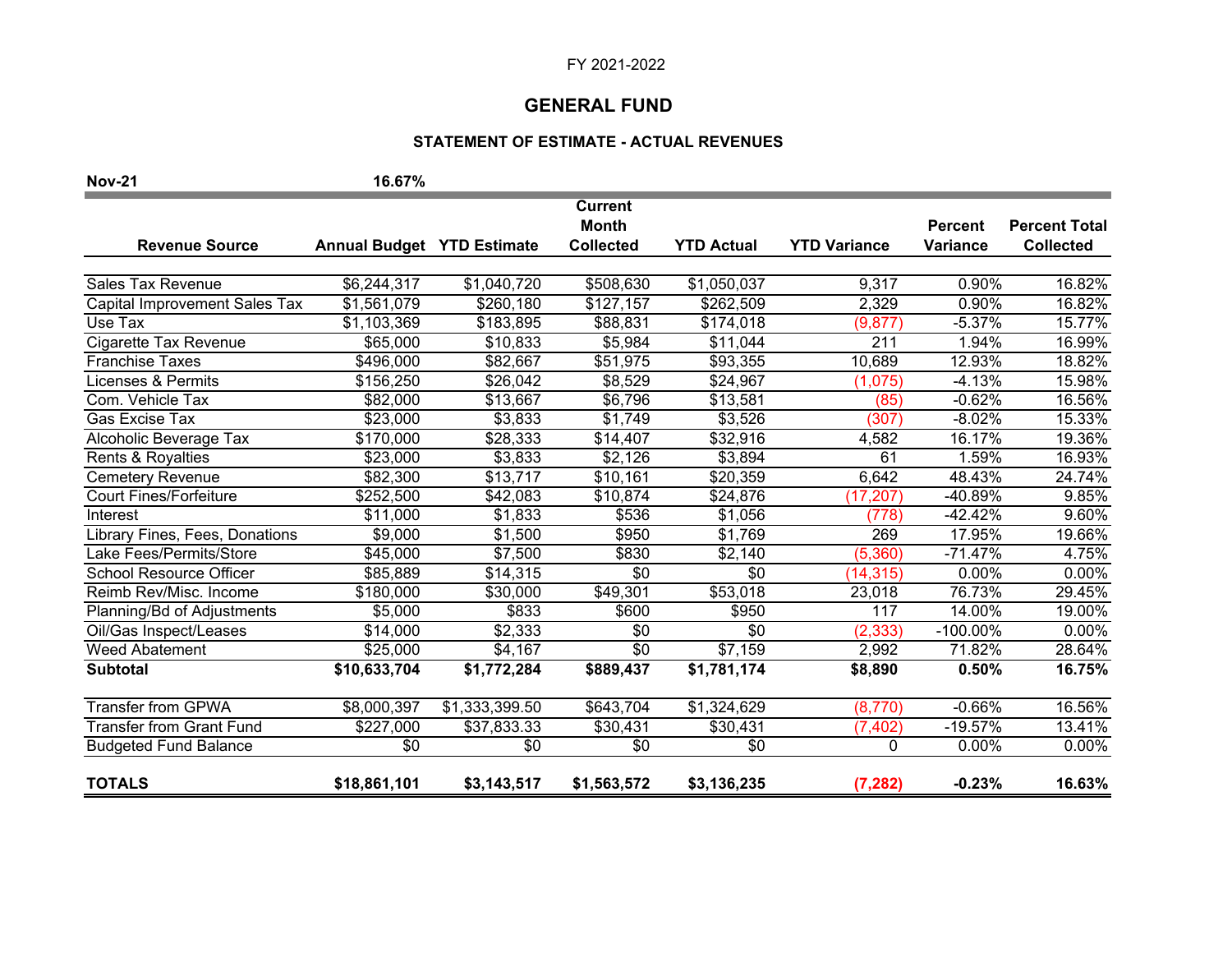FY 2021-2022

# GENERAL FUND

### STATEMENT OF ESTIMATE - ACTUAL REVENUES

**Nov-21** **16.67%**

| Revenue Source | Annual Budget | YTD Estimate | Current Month Collected | YTD Actual | YTD Variance | Percent Variance | Percent Total Collected |
|---|---|---|---|---|---|---|---|
| Sales Tax Revenue | $6,244,317 | $1,040,720 | $508,630 | $1,050,037 | 9,317 | 0.90% | 16.82% |
| Capital Improvement Sales Tax | $1,561,079 | $260,180 | $127,157 | $262,509 | 2,329 | 0.90% | 16.82% |
| Use Tax | $1,103,369 | $183,895 | $88,831 | $174,018 | (9,877) | -5.37% | 15.77% |
| Cigarette Tax Revenue | $65,000 | $10,833 | $5,984 | $11,044 | 211 | 1.94% | 16.99% |
| Franchise Taxes | $496,000 | $82,667 | $51,975 | $93,355 | 10,689 | 12.93% | 18.82% |
| Licenses & Permits | $156,250 | $26,042 | $8,529 | $24,967 | (1,075) | -4.13% | 15.98% |
| Com. Vehicle Tax | $82,000 | $13,667 | $6,796 | $13,581 | (85) | -0.62% | 16.56% |
| Gas Excise Tax | $23,000 | $3,833 | $1,749 | $3,526 | (307) | -8.02% | 15.33% |
| Alcoholic Beverage Tax | $170,000 | $28,333 | $14,407 | $32,916 | 4,582 | 16.17% | 19.36% |
| Rents & Royalties | $23,000 | $3,833 | $2,126 | $3,894 | 61 | 1.59% | 16.93% |
| Cemetery Revenue | $82,300 | $13,717 | $10,161 | $20,359 | 6,642 | 48.43% | 24.74% |
| Court Fines/Forfeiture | $252,500 | $42,083 | $10,874 | $24,876 | (17,207) | -40.89% | 9.85% |
| Interest | $11,000 | $1,833 | $536 | $1,056 | (778) | -42.42% | 9.60% |
| Library Fines, Fees, Donations | $9,000 | $1,500 | $950 | $1,769 | 269 | 17.95% | 19.66% |
| Lake Fees/Permits/Store | $45,000 | $7,500 | $830 | $2,140 | (5,360) | -71.47% | 4.75% |
| School Resource Officer | $85,889 | $14,315 | $0 | $0 | (14,315) | 0.00% | 0.00% |
| Reimb Rev/Misc. Income | $180,000 | $30,000 | $49,301 | $53,018 | 23,018 | 76.73% | 29.45% |
| Planning/Bd of Adjustments | $5,000 | $833 | $600 | $950 | 117 | 14.00% | 19.00% |
| Oil/Gas Inspect/Leases | $14,000 | $2,333 | $0 | $0 | (2,333) | -100.00% | 0.00% |
| Weed Abatement | $25,000 | $4,167 | $0 | $7,159 | 2,992 | 71.82% | 28.64% |
| **Subtotal** | **$10,633,704** | **$1,772,284** | **$889,437** | **$1,781,174** | **$8,890** | **0.50%** | **16.75%** |
| Transfer from GPWA | $8,000,397 | $1,333,399.50 | $643,704 | $1,324,629 | (8,770) | -0.66% | 16.56% |
| Transfer from Grant Fund | $227,000 | $37,833.33 | $30,431 | $30,431 | (7,402) | -19.57% | 13.41% |
| Budgeted Fund Balance | $0 | $0 | $0 | $0 | 0 | 0.00% | 0.00% |
| **TOTALS** | **$18,861,101** | **$3,143,517** | **$1,563,572** | **$3,136,235** | **(7,282)** | **-0.23%** | **16.63%** |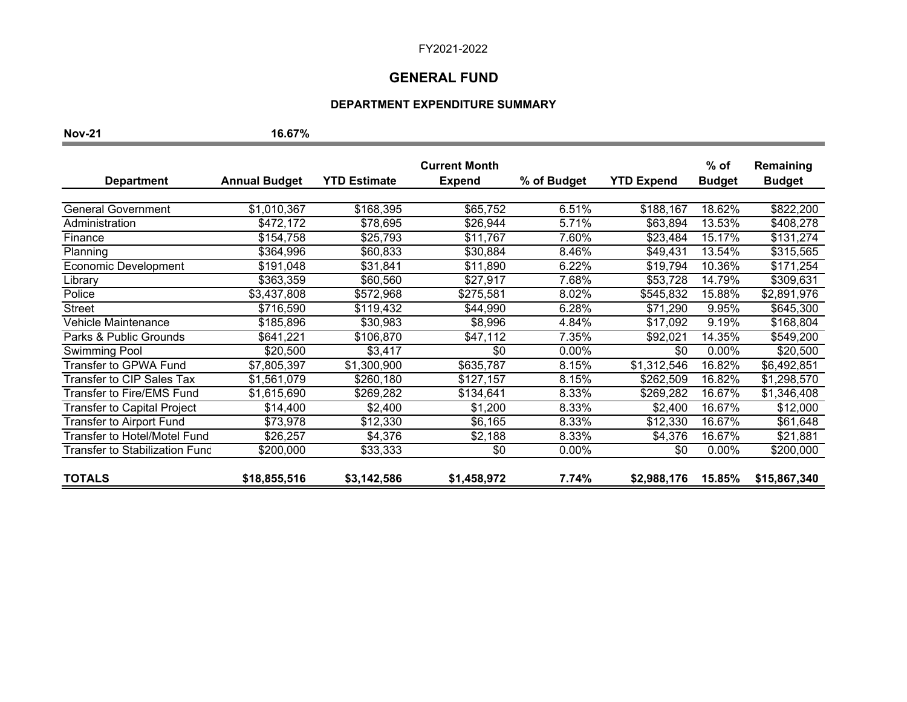FY2021-2022

# GENERAL FUND

## DEPARTMENT EXPENDITURE SUMMARY

**Nov-21** **16.67%**

| Department | Annual Budget | YTD Estimate | Current Month Expend | % of Budget | YTD Expend | % of Budget | Remaining Budget |
|---|---|---|---|---|---|---|---|
| General Government | $1,010,367 | $168,395 | $65,752 | 6.51% | $188,167 | 18.62% | $822,200 |
| Administration | $472,172 | $78,695 | $26,944 | 5.71% | $63,894 | 13.53% | $408,278 |
| Finance | $154,758 | $25,793 | $11,767 | 7.60% | $23,484 | 15.17% | $131,274 |
| Planning | $364,996 | $60,833 | $30,884 | 8.46% | $49,431 | 13.54% | $315,565 |
| Economic Development | $191,048 | $31,841 | $11,890 | 6.22% | $19,794 | 10.36% | $171,254 |
| Library | $363,359 | $60,560 | $27,917 | 7.68% | $53,728 | 14.79% | $309,631 |
| Police | $3,437,808 | $572,968 | $275,581 | 8.02% | $545,832 | 15.88% | $2,891,976 |
| Street | $716,590 | $119,432 | $44,990 | 6.28% | $71,290 | 9.95% | $645,300 |
| Vehicle Maintenance | $185,896 | $30,983 | $8,996 | 4.84% | $17,092 | 9.19% | $168,804 |
| Parks & Public Grounds | $641,221 | $106,870 | $47,112 | 7.35% | $92,021 | 14.35% | $549,200 |
| Swimming Pool | $20,500 | $3,417 | $0 | 0.00% | $0 | 0.00% | $20,500 |
| Transfer to GPWA Fund | $7,805,397 | $1,300,900 | $635,787 | 8.15% | $1,312,546 | 16.82% | $6,492,851 |
| Transfer to CIP Sales Tax | $1,561,079 | $260,180 | $127,157 | 8.15% | $262,509 | 16.82% | $1,298,570 |
| Transfer to Fire/EMS Fund | $1,615,690 | $269,282 | $134,641 | 8.33% | $269,282 | 16.67% | $1,346,408 |
| Transfer to Capital Project | $14,400 | $2,400 | $1,200 | 8.33% | $2,400 | 16.67% | $12,000 |
| Transfer to Airport Fund | $73,978 | $12,330 | $6,165 | 8.33% | $12,330 | 16.67% | $61,648 |
| Transfer to Hotel/Motel Fund | $26,257 | $4,376 | $2,188 | 8.33% | $4,376 | 16.67% | $21,881 |
| Transfer to Stabilization Func | $200,000 | $33,333 | $0 | 0.00% | $0 | 0.00% | $200,000 |
| **TOTALS** | **$18,855,516** | **$3,142,586** | **$1,458,972** | **7.74%** | **$2,988,176** | **15.85%** | **$15,867,340** |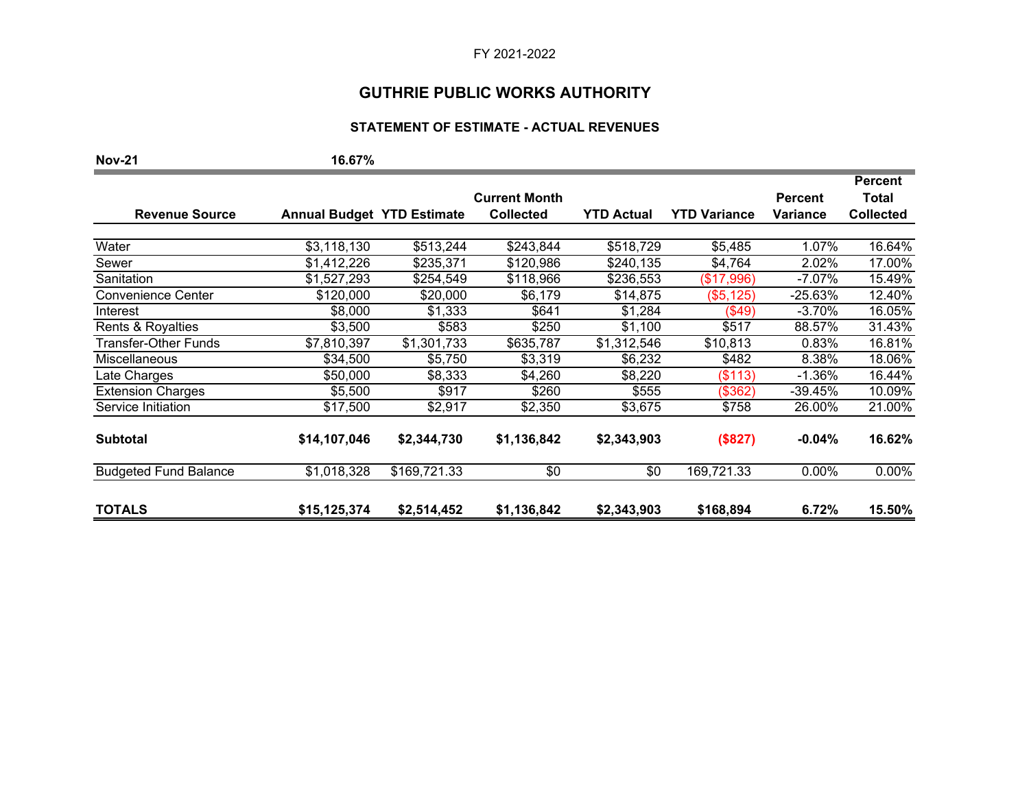FY 2021-2022

# GUTHRIE PUBLIC WORKS AUTHORITY

## STATEMENT OF ESTIMATE - ACTUAL REVENUES

**Nov-21** **16.67%**

| Revenue Source | Annual Budget | YTD Estimate | Current Month Collected | YTD Actual | YTD Variance | Percent Variance | Percent Total Collected |
|---|---|---|---|---|---|---|---|
| Water | $3,118,130 | $513,244 | $243,844 | $518,729 | $5,485 | 1.07% | 16.64% |
| Sewer | $1,412,226 | $235,371 | $120,986 | $240,135 | $4,764 | 2.02% | 17.00% |
| Sanitation | $1,527,293 | $254,549 | $118,966 | $236,553 | ($17,996) | -7.07% | 15.49% |
| Convenience Center | $120,000 | $20,000 | $6,179 | $14,875 | ($5,125) | -25.63% | 12.40% |
| Interest | $8,000 | $1,333 | $641 | $1,284 | ($49) | -3.70% | 16.05% |
| Rents & Royalties | $3,500 | $583 | $250 | $1,100 | $517 | 88.57% | 31.43% |
| Transfer-Other Funds | $7,810,397 | $1,301,733 | $635,787 | $1,312,546 | $10,813 | 0.83% | 16.81% |
| Miscellaneous | $34,500 | $5,750 | $3,319 | $6,232 | $482 | 8.38% | 18.06% |
| Late Charges | $50,000 | $8,333 | $4,260 | $8,220 | ($113) | -1.36% | 16.44% |
| Extension Charges | $5,500 | $917 | $260 | $555 | ($362) | -39.45% | 10.09% |
| Service Initiation | $17,500 | $2,917 | $2,350 | $3,675 | $758 | 26.00% | 21.00% |
| **Subtotal** | **$14,107,046** | **$2,344,730** | **$1,136,842** | **$2,343,903** | **($827)** | **-0.04%** | **16.62%** |
| Budgeted Fund Balance | $1,018,328 | $169,721.33 | $0 | $0 | 169,721.33 | 0.00% | 0.00% |
| **TOTALS** | **$15,125,374** | **$2,514,452** | **$1,136,842** | **$2,343,903** | **$168,894** | **6.72%** | **15.50%** |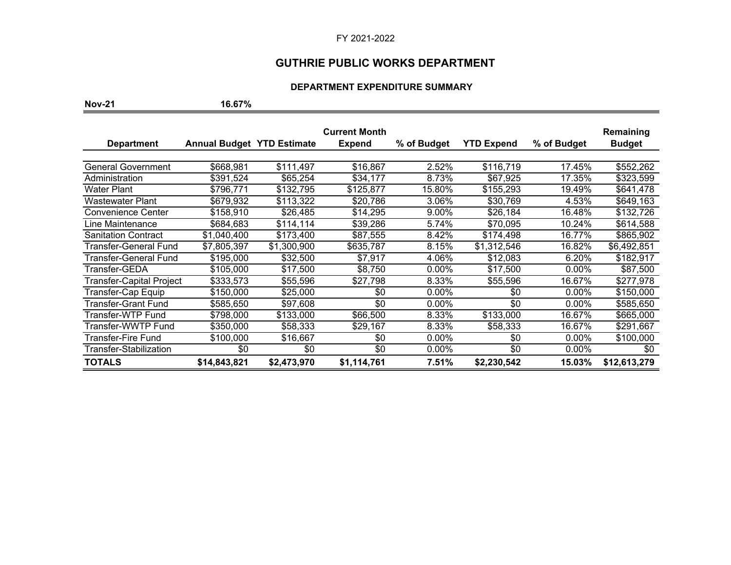FY 2021-2022

# GUTHRIE PUBLIC WORKS DEPARTMENT

## DEPARTMENT EXPENDITURE SUMMARY

**Nov-21** **16.67%**

| Department | Annual Budget | YTD Estimate | Current Month Expend | % of Budget | YTD Expend | % of Budget | Remaining Budget |
|---|---|---|---|---|---|---|---|
| General Government | $668,981 | $111,497 | $16,867 | 2.52% | $116,719 | 17.45% | $552,262 |
| Administration | $391,524 | $65,254 | $34,177 | 8.73% | $67,925 | 17.35% | $323,599 |
| Water Plant | $796,771 | $132,795 | $125,877 | 15.80% | $155,293 | 19.49% | $641,478 |
| Wastewater Plant | $679,932 | $113,322 | $20,786 | 3.06% | $30,769 | 4.53% | $649,163 |
| Convenience Center | $158,910 | $26,485 | $14,295 | 9.00% | $26,184 | 16.48% | $132,726 |
| Line Maintenance | $684,683 | $114,114 | $39,286 | 5.74% | $70,095 | 10.24% | $614,588 |
| Sanitation Contract | $1,040,400 | $173,400 | $87,555 | 8.42% | $174,498 | 16.77% | $865,902 |
| Transfer-General Fund | $7,805,397 | $1,300,900 | $635,787 | 8.15% | $1,312,546 | 16.82% | $6,492,851 |
| Transfer-General Fund | $195,000 | $32,500 | $7,917 | 4.06% | $12,083 | 6.20% | $182,917 |
| Transfer-GEDA | $105,000 | $17,500 | $8,750 | 0.00% | $17,500 | 0.00% | $87,500 |
| Transfer-Capital Project | $333,573 | $55,596 | $27,798 | 8.33% | $55,596 | 16.67% | $277,978 |
| Transfer-Cap Equip | $150,000 | $25,000 | $0 | 0.00% | $0 | 0.00% | $150,000 |
| Transfer-Grant Fund | $585,650 | $97,608 | $0 | 0.00% | $0 | 0.00% | $585,650 |
| Transfer-WTP Fund | $798,000 | $133,000 | $66,500 | 8.33% | $133,000 | 16.67% | $665,000 |
| Transfer-WWTP Fund | $350,000 | $58,333 | $29,167 | 8.33% | $58,333 | 16.67% | $291,667 |
| Transfer-Fire Fund | $100,000 | $16,667 | $0 | 0.00% | $0 | 0.00% | $100,000 |
| Transfer-Stabilization | $0 | $0 | $0 | 0.00% | $0 | 0.00% | $0 |
| **TOTALS** | **$14,843,821** | **$2,473,970** | **$1,114,761** | **7.51%** | **$2,230,542** | **15.03%** | **$12,613,279** |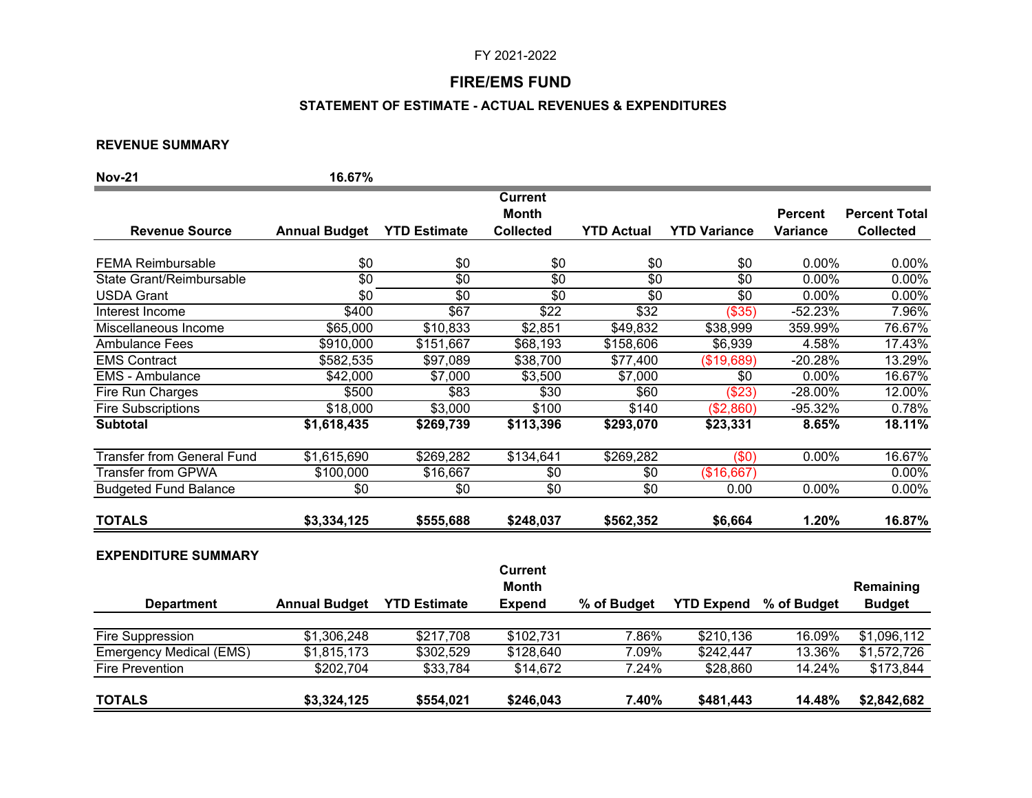FY 2021-2022

# FIRE/EMS FUND

## STATEMENT OF ESTIMATE - ACTUAL REVENUES & EXPENDITURES

### REVENUE SUMMARY

**Nov-21** **16.67%**

| Revenue Source | Annual Budget | YTD Estimate | Current Month Collected | YTD Actual | YTD Variance | Percent Variance | Percent Total Collected |
|---|---|---|---|---|---|---|---|
| FEMA Reimbursable | $0 | $0 | $0 | $0 | $0 | 0.00% | 0.00% |
| State Grant/Reimbursable | $0 | $0 | $0 | $0 | $0 | 0.00% | 0.00% |
| USDA Grant | $0 | $0 | $0 | $0 | $0 | 0.00% | 0.00% |
| Interest Income | $400 | $67 | $22 | $32 | ($35) | -52.23% | 7.96% |
| Miscellaneous Income | $65,000 | $10,833 | $2,851 | $49,832 | $38,999 | 359.99% | 76.67% |
| Ambulance Fees | $910,000 | $151,667 | $68,193 | $158,606 | $6,939 | 4.58% | 17.43% |
| EMS Contract | $582,535 | $97,089 | $38,700 | $77,400 | ($19,689) | -20.28% | 13.29% |
| EMS - Ambulance | $42,000 | $7,000 | $3,500 | $7,000 | $0 | 0.00% | 16.67% |
| Fire Run Charges | $500 | $83 | $30 | $60 | ($23) | -28.00% | 12.00% |
| Fire Subscriptions | $18,000 | $3,000 | $100 | $140 | ($2,860) | -95.32% | 0.78% |
| **Subtotal** | **$1,618,435** | **$269,739** | **$113,396** | **$293,070** | **$23,331** | **8.65%** | **18.11%** |
| Transfer from General Fund | $1,615,690 | $269,282 | $134,641 | $269,282 | ($0) | 0.00% | 16.67% |
| Transfer from GPWA | $100,000 | $16,667 | $0 | $0 | ($16,667) | | 0.00% |
| Budgeted Fund Balance | $0 | $0 | $0 | $0 | 0.00 | 0.00% | 0.00% |
| **TOTALS** | **$3,334,125** | **$555,688** | **$248,037** | **$562,352** | **$6,664** | **1.20%** | **16.87%** |

### EXPENDITURE SUMMARY

| Department | Annual Budget | YTD Estimate | Current Month Expend | % of Budget | YTD Expend | % of Budget | Remaining Budget |
|---|---|---|---|---|---|---|---|
| Fire Suppression | $1,306,248 | $217,708 | $102,731 | 7.86% | $210,136 | 16.09% | $1,096,112 |
| Emergency Medical (EMS) | $1,815,173 | $302,529 | $128,640 | 7.09% | $242,447 | 13.36% | $1,572,726 |
| Fire Prevention | $202,704 | $33,784 | $14,672 | 7.24% | $28,860 | 14.24% | $173,844 |
| **TOTALS** | **$3,324,125** | **$554,021** | **$246,043** | **7.40%** | **$481,443** | **14.48%** | **$2,842,682** |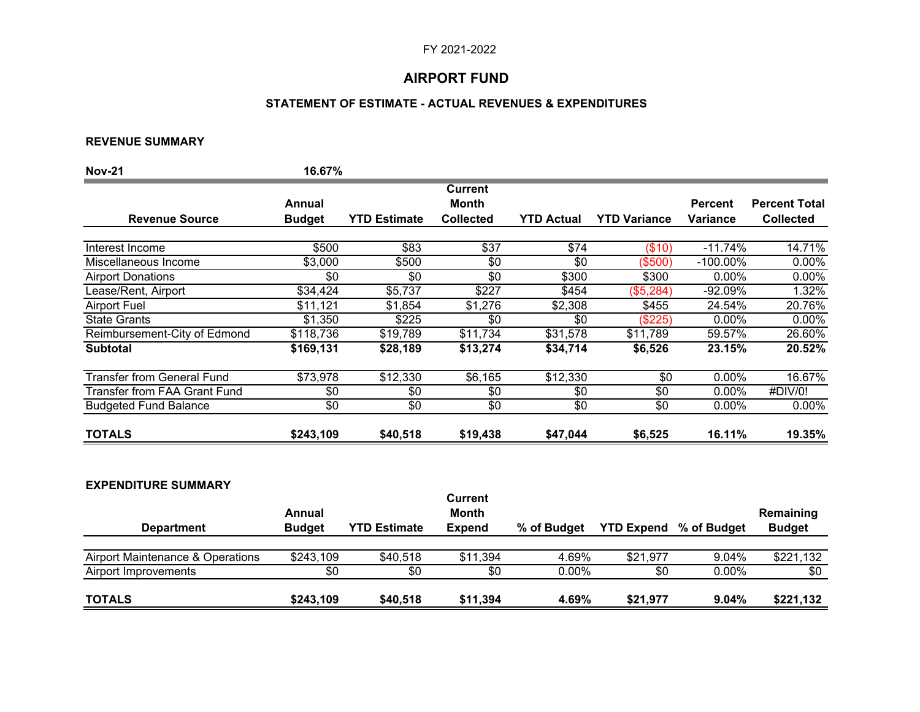FY 2021-2022

# AIRPORT FUND

## STATEMENT OF ESTIMATE - ACTUAL REVENUES & EXPENDITURES

### REVENUE SUMMARY

**Nov-21** **16.67%**

| Revenue Source | Annual Budget | YTD Estimate | Current Month Collected | YTD Actual | YTD Variance | Percent Variance | Percent Total Collected |
|---|---|---|---|---|---|---|---|
| Interest Income | $500 | $83 | $37 | $74 | ($10) | -11.74% | 14.71% |
| Miscellaneous Income | $3,000 | $500 | $0 | $0 | ($500) | -100.00% | 0.00% |
| Airport Donations | $0 | $0 | $0 | $300 | $300 | 0.00% | 0.00% |
| Lease/Rent, Airport | $34,424 | $5,737 | $227 | $454 | ($5,284) | -92.09% | 1.32% |
| Airport Fuel | $11,121 | $1,854 | $1,276 | $2,308 | $455 | 24.54% | 20.76% |
| State Grants | $1,350 | $225 | $0 | $0 | ($225) | 0.00% | 0.00% |
| Reimbursement-City of Edmond | $118,736 | $19,789 | $11,734 | $31,578 | $11,789 | 59.57% | 26.60% |
| **Subtotal** | **$169,131** | **$28,189** | **$13,274** | **$34,714** | **$6,526** | **23.15%** | **20.52%** |
| Transfer from General Fund | $73,978 | $12,330 | $6,165 | $12,330 | $0 | 0.00% | 16.67% |
| Transfer from FAA Grant Fund | $0 | $0 | $0 | $0 | $0 | 0.00% | #DIV/0! |
| Budgeted Fund Balance | $0 | $0 | $0 | $0 | $0 | 0.00% | 0.00% |
| **TOTALS** | **$243,109** | **$40,518** | **$19,438** | **$47,044** | **$6,525** | **16.11%** | **19.35%** |

### EXPENDITURE SUMMARY

| Department | Annual Budget | YTD Estimate | Current Month Expend | % of Budget | YTD Expend | % of Budget | Remaining Budget |
|---|---|---|---|---|---|---|---|
| Airport Maintenance & Operations | $243,109 | $40,518 | $11,394 | 4.69% | $21,977 | 9.04% | $221,132 |
| Airport Improvements | $0 | $0 | $0 | 0.00% | $0 | 0.00% | $0 |
| **TOTALS** | **$243,109** | **$40,518** | **$11,394** | **4.69%** | **$21,977** | **9.04%** | **$221,132** |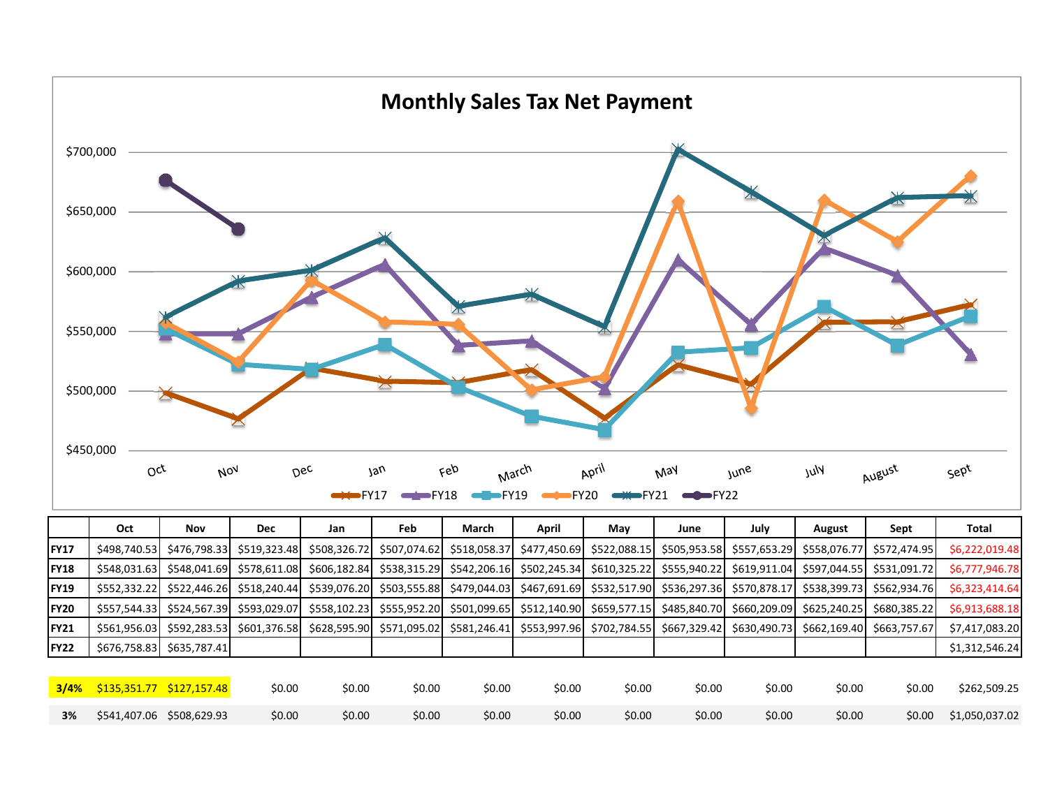## Monthly Sales Tax Net Payment

$700,000
$650,000
$600,000
$550,000
$500,000
$450,000

Oct Nov Dec Jan Feb March April May June July August Sept

FY17 FY18 FY19 FY20 FY21 FY22

| | Oct | Nov | Dec | Jan | Feb | March | April | May | June | July | August | Sept | Total |
|---|---|---|---|---|---|---|---|---|---|---|---|---|---|
| **FY17** | $498,740.53 | $476,798.33 | $519,323.48 | $508,326.72 | $507,074.62 | $518,058.37 | $477,450.69 | $522,088.15 | $505,953.58 | $557,653.29 | $558,076.77 | $572,474.95 | $6,222,019.48 |
| **FY18** | $548,031.63 | $548,041.69 | $578,611.08 | $606,182.84 | $538,315.29 | $542,206.16 | $502,245.34 | $610,325.22 | $555,940.22 | $619,911.04 | $597,044.55 | $531,091.72 | $6,777,946.78 |
| **FY19** | $552,332.22 | $522,446.26 | $518,240.44 | $539,076.20 | $503,555.88 | $479,044.03 | $467,691.69 | $532,517.90 | $536,297.36 | $570,878.17 | $538,399.73 | $562,934.76 | $6,323,414.64 |
| **FY20** | $557,544.33 | $524,567.39 | $593,029.07 | $558,102.23 | $555,952.20 | $501,099.65 | $512,140.90 | $659,577.15 | $485,840.70 | $660,209.09 | $625,240.25 | $680,385.22 | $6,913,688.18 |
| **FY21** | $561,956.03 | $592,283.53 | $601,376.58 | $628,595.90 | $571,095.02 | $581,246.41 | $553,997.96 | $702,784.55 | $667,329.42 | $630,490.73 | $662,169.40 | $663,757.67 | $7,417,083.20 |
| **FY22** | $676,758.83 | $635,787.41 | | | | | | | | | | | $1,312,546.24 |
| | | | | | | | | | | | | | |
| **3/4%** | $135,351.77 | $127,157.48 | $0.00 | $0.00 | $0.00 | $0.00 | $0.00 | $0.00 | $0.00 | $0.00 | $0.00 | $0.00 | $262,509.25 |
| **3%** | $541,407.06 | $508,629.93 | $0.00 | $0.00 | $0.00 | $0.00 | $0.00 | $0.00 | $0.00 | $0.00 | $0.00 | $0.00 | $1,050,037.02 |